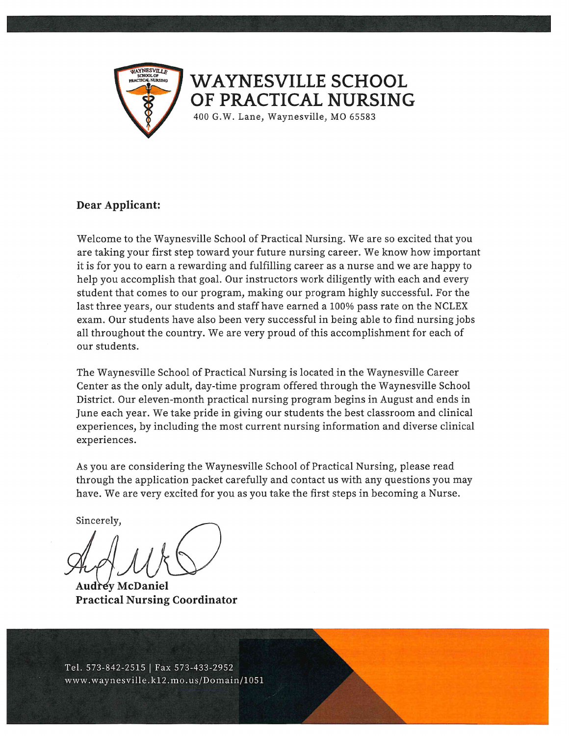# WAYNESVILLE SCHOOL OF PRACTICAL NURSING

400 G.W. Lane, Waynesville, MO 65583

**Dear Applicant:**

Welcome to the Waynesville School of Practical Nursing. We are so excited that you are taking your first step toward your future nursing career. We know how important it is for you to earn a rewarding and fulfilling career as a nurse and we are happy to help you accomplish that goal. Our instructors work diligently with each and every student that comes to our program, making our program highly successful. For the last three years, our students and staff have earned a 100% pass rate on the NCLEX exam. Our students have also been very successful in being able to find nursing jobs all throughout the country. We are very proud of this accomplishment for each of our students.

The Waynesville School of Practical Nursing is located in the Waynesville Career Center as the only adult, day-time program offered through the Waynesville School District. Our eleven-month practical nursing program begins in August and ends in June each year. We take pride in giving our students the best classroom and clinical experiences, by including the most current nursing information and diverse clinical experiences.

As you are considering the Waynesville School of Practical Nursing, please read through the application packet carefully and contact us with any questions you may have. We are very excited for you as you take the first steps in becoming a Nurse.

Sincerely,

**Audrey McDaniel**
**Practical Nursing Coordinator**

Tel. 573-842-2515 | Fax 573-433-2952
www.waynesville.k12.mo.us/Domain/1051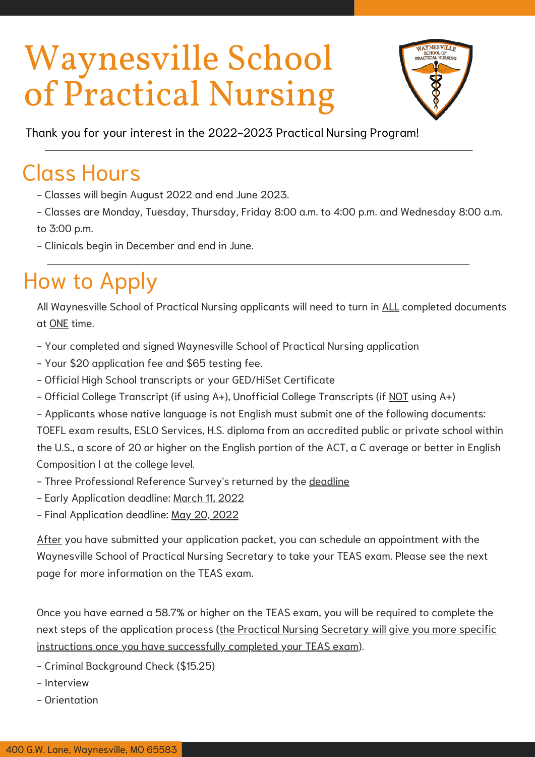# Waynesville School of Practical Nursing

Thank you for your interest in the 2022-2023 Practical Nursing Program!

## Class Hours

- Classes will begin August 2022 and end June 2023.
- Classes are Monday, Tuesday, Thursday, Friday 8:00 a.m. to 4:00 p.m. and Wednesday 8:00 a.m. to 3:00 p.m.
- Clinicals begin in December and end in June.

## How to Apply

All Waynesville School of Practical Nursing applicants will need to turn in ALL completed documents at ONE time.

- Your completed and signed Waynesville School of Practical Nursing application
- Your $20 application fee and $65 testing fee.
- Official High School transcripts or your GED/HiSet Certificate
- Official College Transcript (if using A+), Unofficial College Transcripts (if NOT using A+)
- Applicants whose native language is not English must submit one of the following documents: TOEFL exam results, ESLO Services, H.S. diploma from an accredited public or private school within the U.S., a score of 20 or higher on the English portion of the ACT, a C average or better in English Composition I at the college level.
- Three Professional Reference Survey's returned by the deadline
- Early Application deadline: March 11, 2022
- Final Application deadline: May 20, 2022

After you have submitted your application packet, you can schedule an appointment with the Waynesville School of Practical Nursing Secretary to take your TEAS exam. Please see the next page for more information on the TEAS exam.

Once you have earned a 58.7% or higher on the TEAS exam, you will be required to complete the next steps of the application process (the Practical Nursing Secretary will give you more specific instructions once you have successfully completed your TEAS exam).

- Criminal Background Check ($15.25)
- Interview
- Orientation

400 G.W. Lane, Waynesville, MO 65583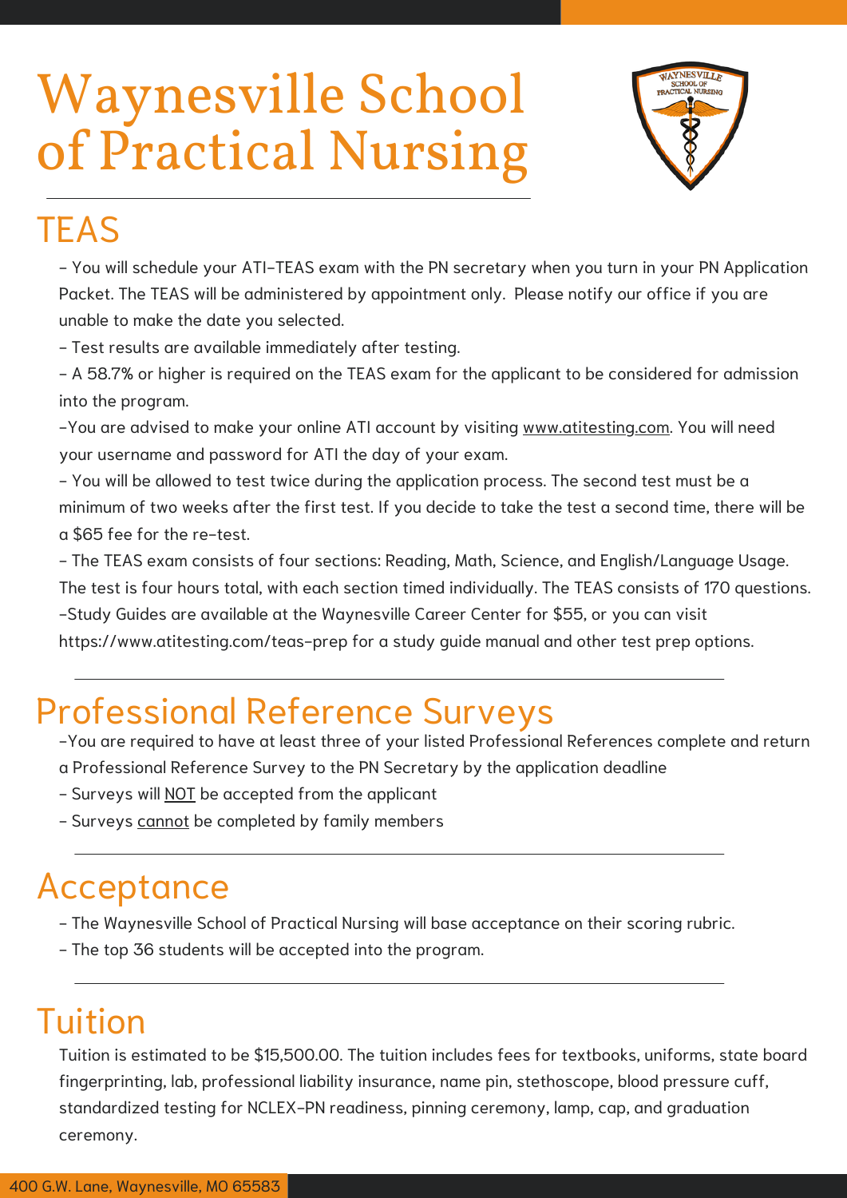# Waynesville School of Practical Nursing

## TEAS

- You will schedule your ATI-TEAS exam with the PN secretary when you turn in your PN Application Packet. The TEAS will be administered by appointment only. Please notify our office if you are unable to make the date you selected.
- Test results are available immediately after testing.
- A 58.7% or higher is required on the TEAS exam for the applicant to be considered for admission into the program.
- You are advised to make your online ATI account by visiting www.atitesting.com. You will need your username and password for ATI the day of your exam.
- You will be allowed to test twice during the application process. The second test must be a minimum of two weeks after the first test. If you decide to take the test a second time, there will be a $65 fee for the re-test.
- The TEAS exam consists of four sections: Reading, Math, Science, and English/Language Usage. The test is four hours total, with each section timed individually. The TEAS consists of 170 questions.
- Study Guides are available at the Waynesville Career Center for $55, or you can visit https://www.atitesting.com/teas-prep for a study guide manual and other test prep options.

## Professional Reference Surveys

- You are required to have at least three of your listed Professional References complete and return a Professional Reference Survey to the PN Secretary by the application deadline
- Surveys will NOT be accepted from the applicant
- Surveys cannot be completed by family members

## Acceptance

- The Waynesville School of Practical Nursing will base acceptance on their scoring rubric.
- The top 36 students will be accepted into the program.

## Tuition

Tuition is estimated to be $15,500.00. The tuition includes fees for textbooks, uniforms, state board fingerprinting, lab, professional liability insurance, name pin, stethoscope, blood pressure cuff, standardized testing for NCLEX-PN readiness, pinning ceremony, lamp, cap, and graduation ceremony.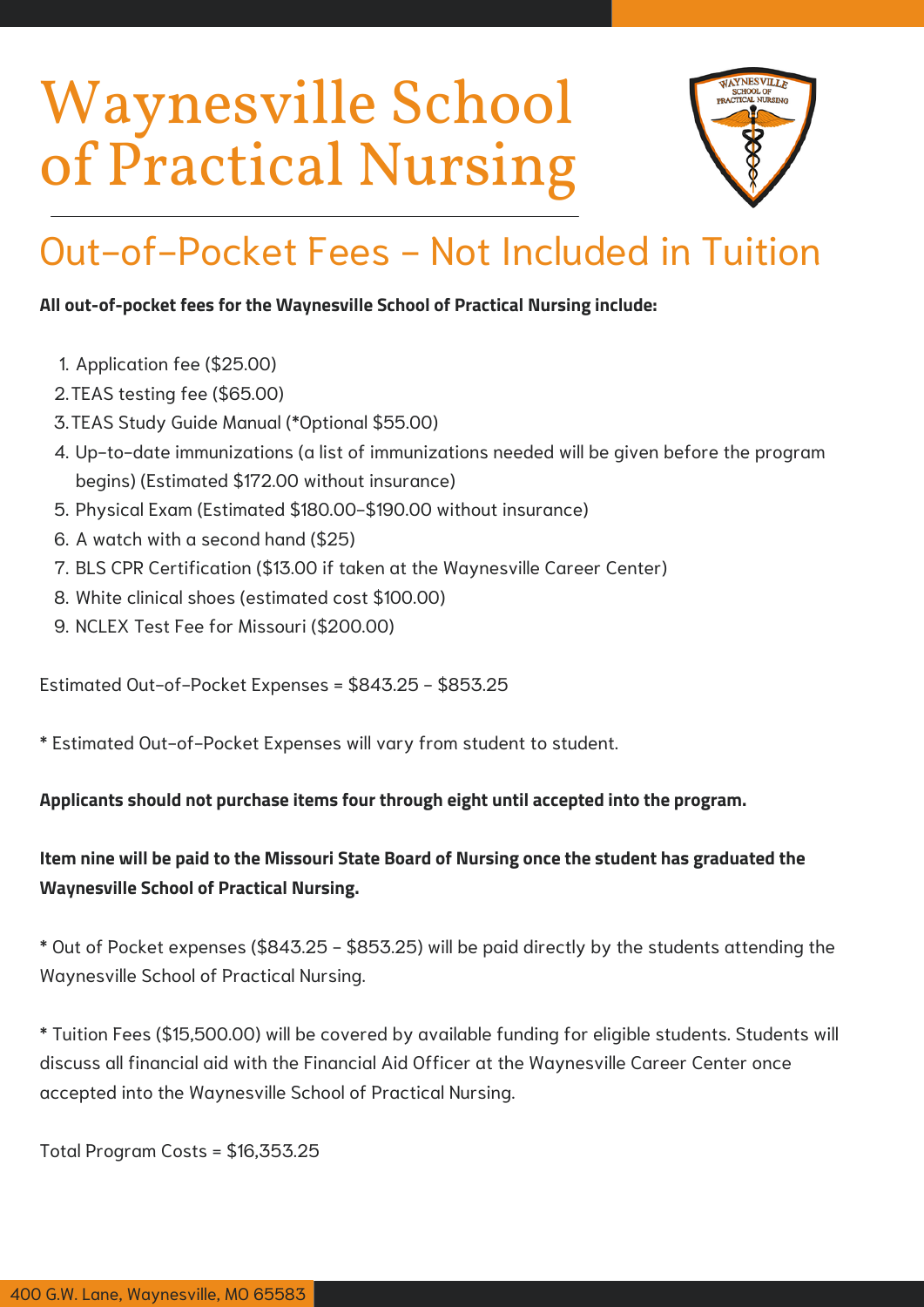# Waynesville School of Practical Nursing

## Out-of-Pocket Fees - Not Included in Tuition

**All out-of-pocket fees for the Waynesville School of Practical Nursing include:**

1. Application fee ($25.00)
2. TEAS testing fee ($65.00)
3. TEAS Study Guide Manual (*Optional $55.00)
4. Up-to-date immunizations (a list of immunizations needed will be given before the program begins) (Estimated $172.00 without insurance)
5. Physical Exam (Estimated $180.00-$190.00 without insurance)
6. A watch with a second hand ($25)
7. BLS CPR Certification ($13.00 if taken at the Waynesville Career Center)
8. White clinical shoes (estimated cost $100.00)
9. NCLEX Test Fee for Missouri ($200.00)

Estimated Out-of-Pocket Expenses = $843.25 - $853.25

* Estimated Out-of-Pocket Expenses will vary from student to student.

**Applicants should not purchase items four through eight until accepted into the program.**

**Item nine will be paid to the Missouri State Board of Nursing once the student has graduated the Waynesville School of Practical Nursing.**

* Out of Pocket expenses ($843.25 - $853.25) will be paid directly by the students attending the Waynesville School of Practical Nursing.

* Tuition Fees ($15,500.00) will be covered by available funding for eligible students. Students will discuss all financial aid with the Financial Aid Officer at the Waynesville Career Center once accepted into the Waynesville School of Practical Nursing.

Total Program Costs = $16,353.25

400 G.W. Lane, Waynesville, MO 65583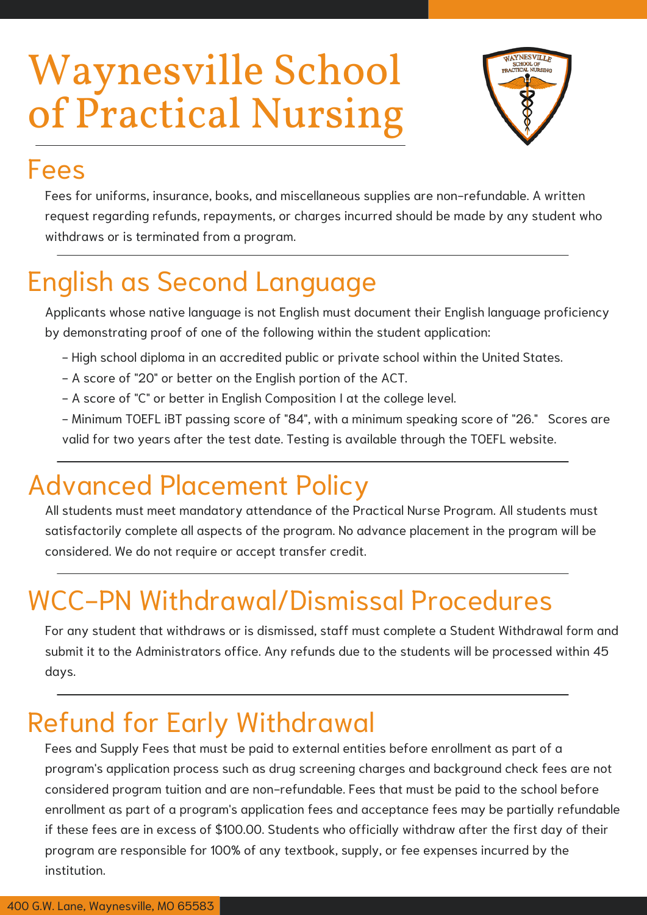# Waynesville School of Practical Nursing

## Fees

Fees for uniforms, insurance, books, and miscellaneous supplies are non-refundable. A written request regarding refunds, repayments, or charges incurred should be made by any student who withdraws or is terminated from a program.

## English as Second Language

Applicants whose native language is not English must document their English language proficiency by demonstrating proof of one of the following within the student application:

- High school diploma in an accredited public or private school within the United States.
- A score of "20" or better on the English portion of the ACT.
- A score of "C" or better in English Composition I at the college level.
- Minimum TOEFL iBT passing score of "84", with a minimum speaking score of "26." Scores are valid for two years after the test date. Testing is available through the TOEFL website.

## Advanced Placement Policy

All students must meet mandatory attendance of the Practical Nurse Program. All students must satisfactorily complete all aspects of the program. No advance placement in the program will be considered. We do not require or accept transfer credit.

## WCC-PN Withdrawal/Dismissal Procedures

For any student that withdraws or is dismissed, staff must complete a Student Withdrawal form and submit it to the Administrators office. Any refunds due to the students will be processed within 45 days.

## Refund for Early Withdrawal

Fees and Supply Fees that must be paid to external entities before enrollment as part of a program's application process such as drug screening charges and background check fees are not considered program tuition and are non-refundable. Fees that must be paid to the school before enrollment as part of a program's application fees and acceptance fees may be partially refundable if these fees are in excess of $100.00. Students who officially withdraw after the first day of their program are responsible for 100% of any textbook, supply, or fee expenses incurred by the institution.

400 G.W. Lane, Waynesville, MO 65583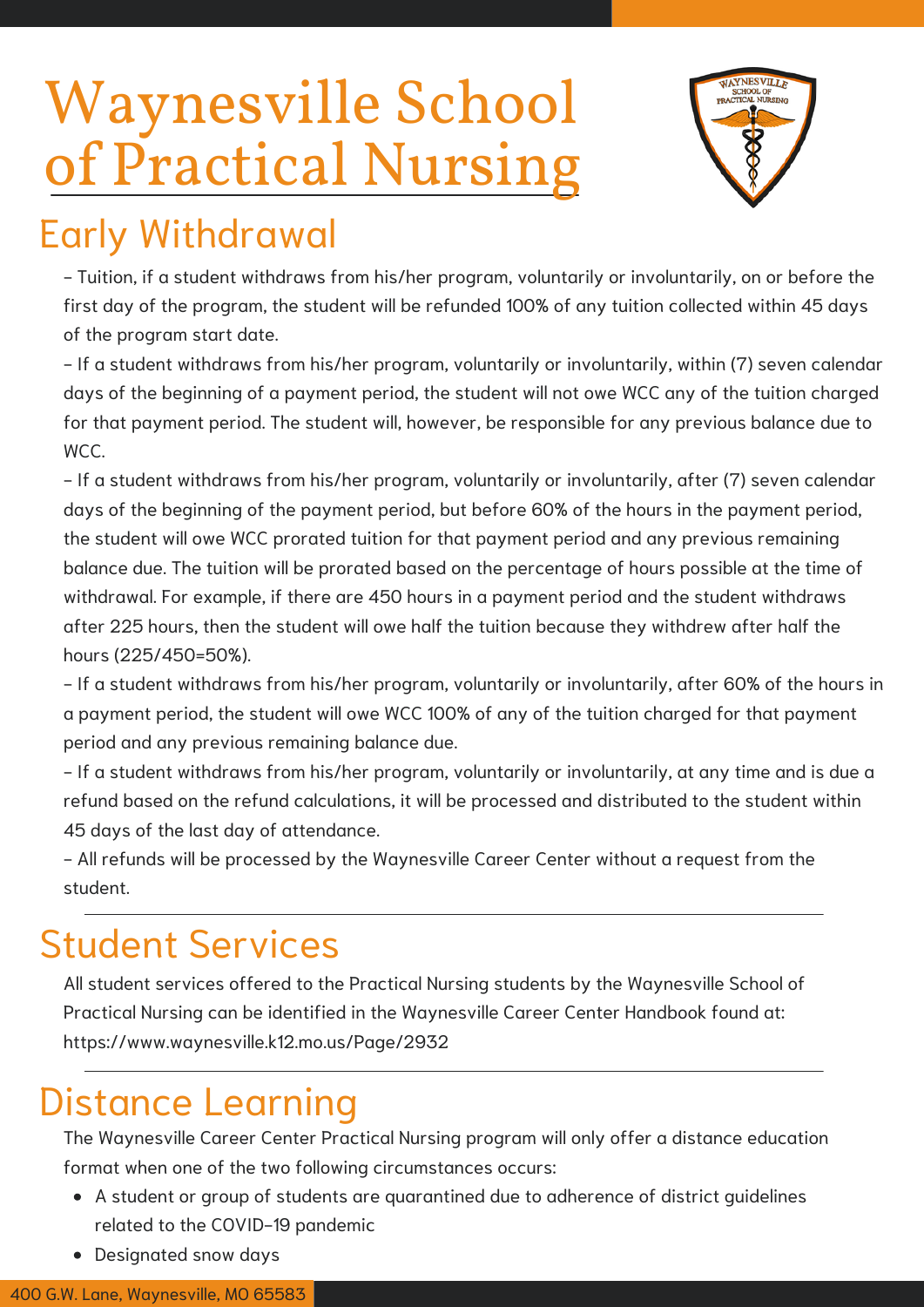# Waynesville School of Practical Nursing

## Early Withdrawal

- Tuition, if a student withdraws from his/her program, voluntarily or involuntarily, on or before the first day of the program, the student will be refunded 100% of any tuition collected within 45 days of the program start date.
- If a student withdraws from his/her program, voluntarily or involuntarily, within (7) seven calendar days of the beginning of a payment period, the student will not owe WCC any of the tuition charged for that payment period. The student will, however, be responsible for any previous balance due to WCC.
- If a student withdraws from his/her program, voluntarily or involuntarily, after (7) seven calendar days of the beginning of the payment period, but before 60% of the hours in the payment period, the student will owe WCC prorated tuition for that payment period and any previous remaining balance due. The tuition will be prorated based on the percentage of hours possible at the time of withdrawal. For example, if there are 450 hours in a payment period and the student withdraws after 225 hours, then the student will owe half the tuition because they withdrew after half the hours (225/450=50%).
- If a student withdraws from his/her program, voluntarily or involuntarily, after 60% of the hours in a payment period, the student will owe WCC 100% of any of the tuition charged for that payment period and any previous remaining balance due.
- If a student withdraws from his/her program, voluntarily or involuntarily, at any time and is due a refund based on the refund calculations, it will be processed and distributed to the student within 45 days of the last day of attendance.
- All refunds will be processed by the Waynesville Career Center without a request from the student.

## Student Services

All student services offered to the Practical Nursing students by the Waynesville School of Practical Nursing can be identified in the Waynesville Career Center Handbook found at: https://www.waynesville.k12.mo.us/Page/2932

## Distance Learning

The Waynesville Career Center Practical Nursing program will only offer a distance education format when one of the two following circumstances occurs:

- A student or group of students are quarantined due to adherence of district guidelines related to the COVID-19 pandemic
- Designated snow days

400 G.W. Lane, Waynesville, MO 65583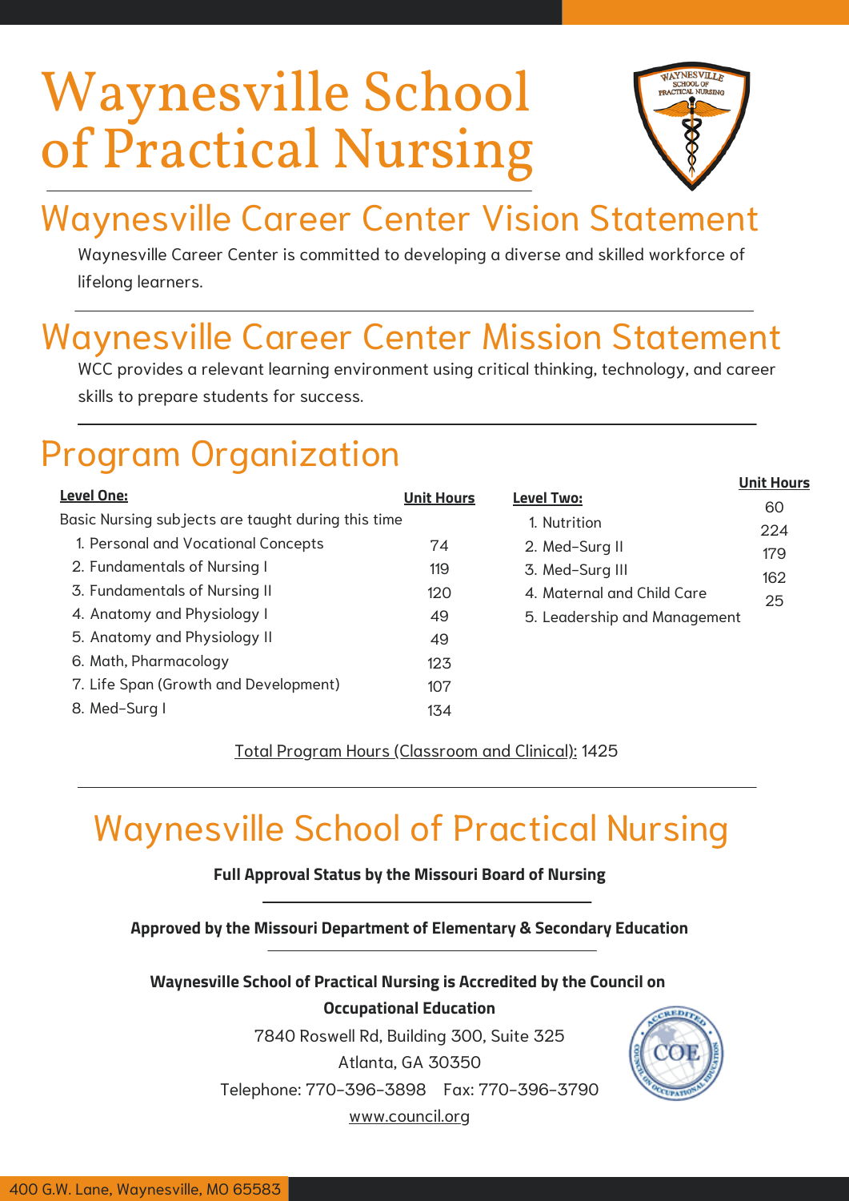# Waynesville School of Practical Nursing

## Waynesville Career Center Vision Statement

Waynesville Career Center is committed to developing a diverse and skilled workforce of lifelong learners.

## Waynesville Career Center Mission Statement

WCC provides a relevant learning environment using critical thinking, technology, and career skills to prepare students for success.

## Program Organization

| Level One: | Unit Hours |
|---|---|
| Basic Nursing subjects are taught during this time | |
| 1. Personal and Vocational Concepts | 74 |
| 2. Fundamentals of Nursing I | 119 |
| 3. Fundamentals of Nursing II | 120 |
| 4. Anatomy and Physiology I | 49 |
| 5. Anatomy and Physiology II | 49 |
| 6. Math, Pharmacology | 123 |
| 7. Life Span (Growth and Development) | 107 |
| 8. Med-Surg I | 134 |

| Level Two: | Unit Hours |
|---|---|
| 1. Nutrition | 60 |
| 2. Med-Surg II | 224 |
| 3. Med-Surg III | 179 |
| 4. Maternal and Child Care | 162 |
| 5. Leadership and Management | 25 |

Total Program Hours (Classroom and Clinical): 1425

## Waynesville School of Practical Nursing

**Full Approval Status by the Missouri Board of Nursing**

**Approved by the Missouri Department of Elementary & Secondary Education**

**Waynesville School of Practical Nursing is Accredited by the Council on Occupational Education**

7840 Roswell Rd, Building 300, Suite 325
Atlanta, GA 30350
Telephone: 770-396-3898 Fax: 770-396-3790
www.council.org

400 G.W. Lane, Waynesville, MO 65583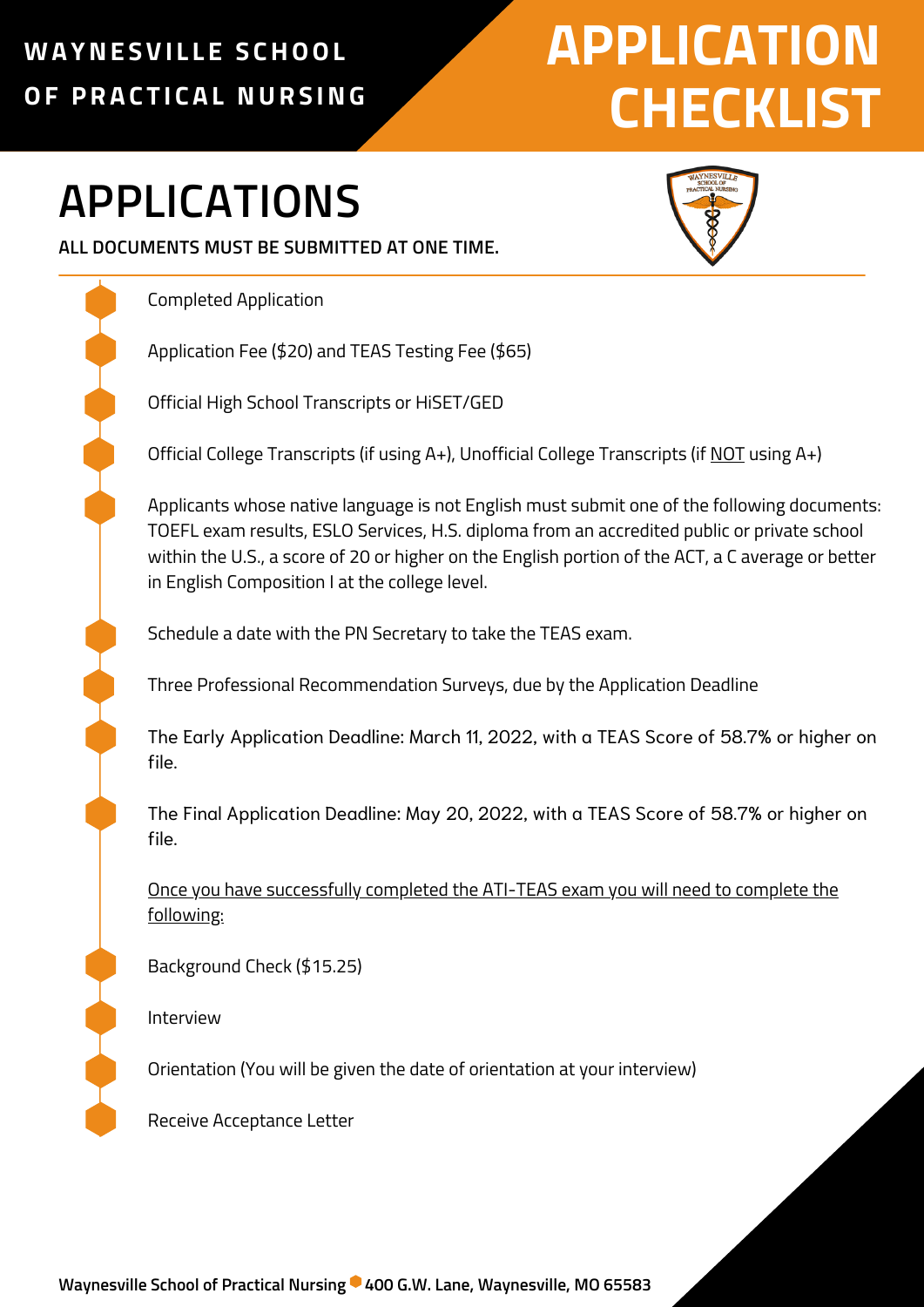**WAYNESVILLE SCHOOL OF PRACTICAL NURSING**

# APPLICATION CHECKLIST

## APPLICATIONS

**ALL DOCUMENTS MUST BE SUBMITTED AT ONE TIME.**

- Completed Application
- Application Fee ($20) and TEAS Testing Fee ($65)
- Official High School Transcripts or HiSET/GED
- Official College Transcripts (if using A+), Unofficial College Transcripts (if <u>NOT</u> using A+)
- Applicants whose native language is not English must submit one of the following documents: TOEFL exam results, ESLO Services, H.S. diploma from an accredited public or private school within the U.S., a score of 20 or higher on the English portion of the ACT, a C average or better in English Composition I at the college level.
- Schedule a date with the PN Secretary to take the TEAS exam.
- Three Professional Recommendation Surveys, due by the Application Deadline
- The Early Application Deadline: March 11, 2022, with a TEAS Score of 58.7% or higher on file.
- The Final Application Deadline: May 20, 2022, with a TEAS Score of 58.7% or higher on file.

<u>Once you have successfully completed the ATI-TEAS exam you will need to complete the following:</u>

- Background Check ($15.25)
- Interview
- Orientation (You will be given the date of orientation at your interview)
- Receive Acceptance Letter

**Waynesville School of Practical Nursing • 400 G.W. Lane, Waynesville, MO 65583**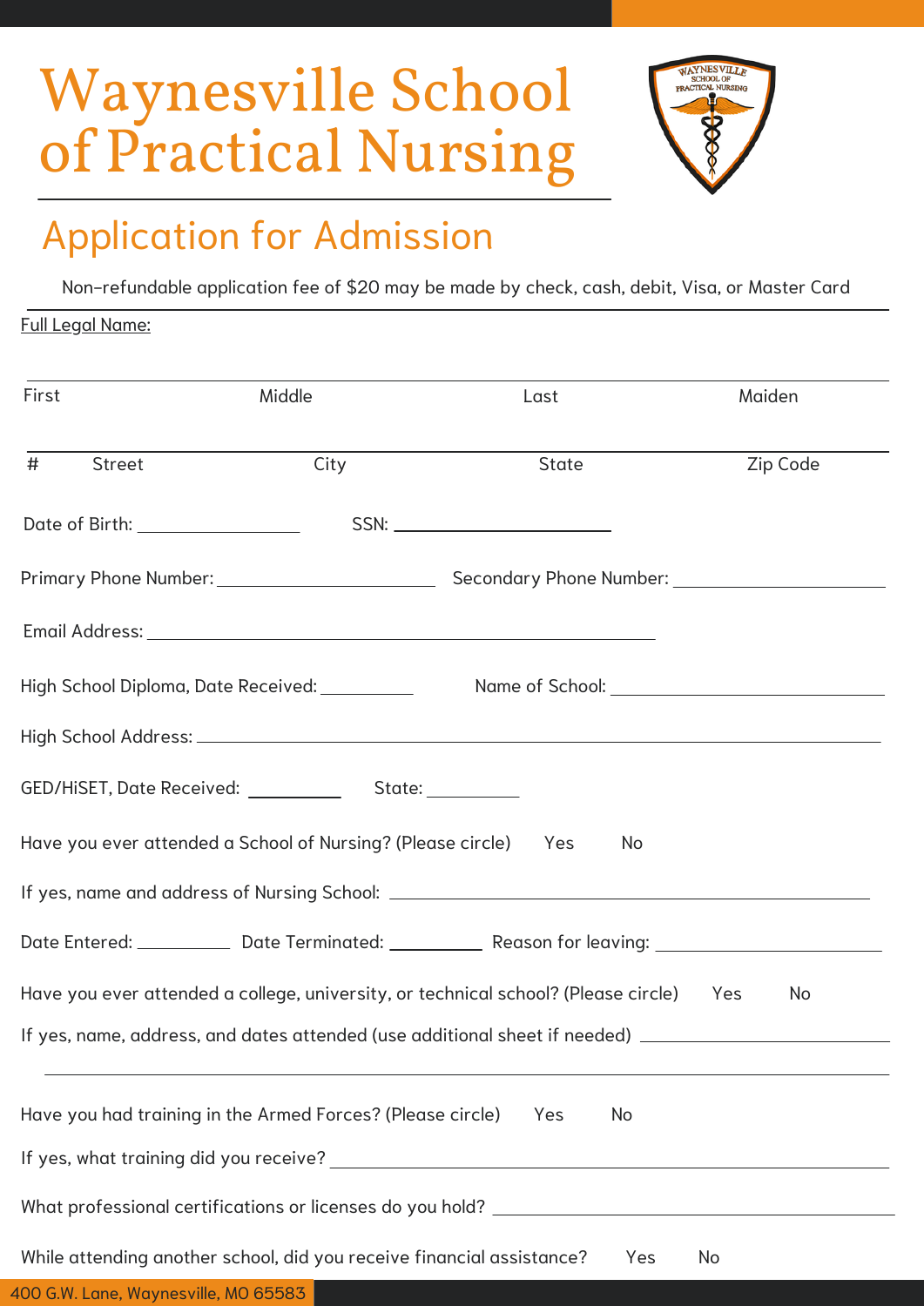# Waynesville School of Practical Nursing

## Application for Admission

Non-refundable application fee of $20 may be made by check, cash, debit, Visa, or Master Card

Full Legal Name:

______________________________________________________________________________

First Middle Last Maiden

______________________________________________________________________________

# Street City State Zip Code

Date of Birth: ________________ SSN: ______________________

Primary Phone Number: ______________________ Secondary Phone Number: ______________________

Email Address: ____________________________________________________

High School Diploma, Date Received: _________ Name of School: ____________________________

High School Address: ____________________________________________________________________

GED/HiSET, Date Received: _________ State: _________

Have you ever attended a School of Nursing? (Please circle) Yes No

If yes, name and address of Nursing School: ______________________________________________

Date Entered: _________ Date Terminated: _________ Reason for leaving: ______________________

Have you ever attended a college, university, or technical school? (Please circle) Yes No

If yes, name, address, and dates attended (use additional sheet if needed) ______________________

______________________________________________________________________________

Have you had training in the Armed Forces? (Please circle) Yes No

If yes, what training did you receive? __________________________________________________

What professional certifications or licenses do you hold? __________________________________

While attending another school, did you receive financial assistance? Yes No

400 G.W. Lane, Waynesville, MO 65583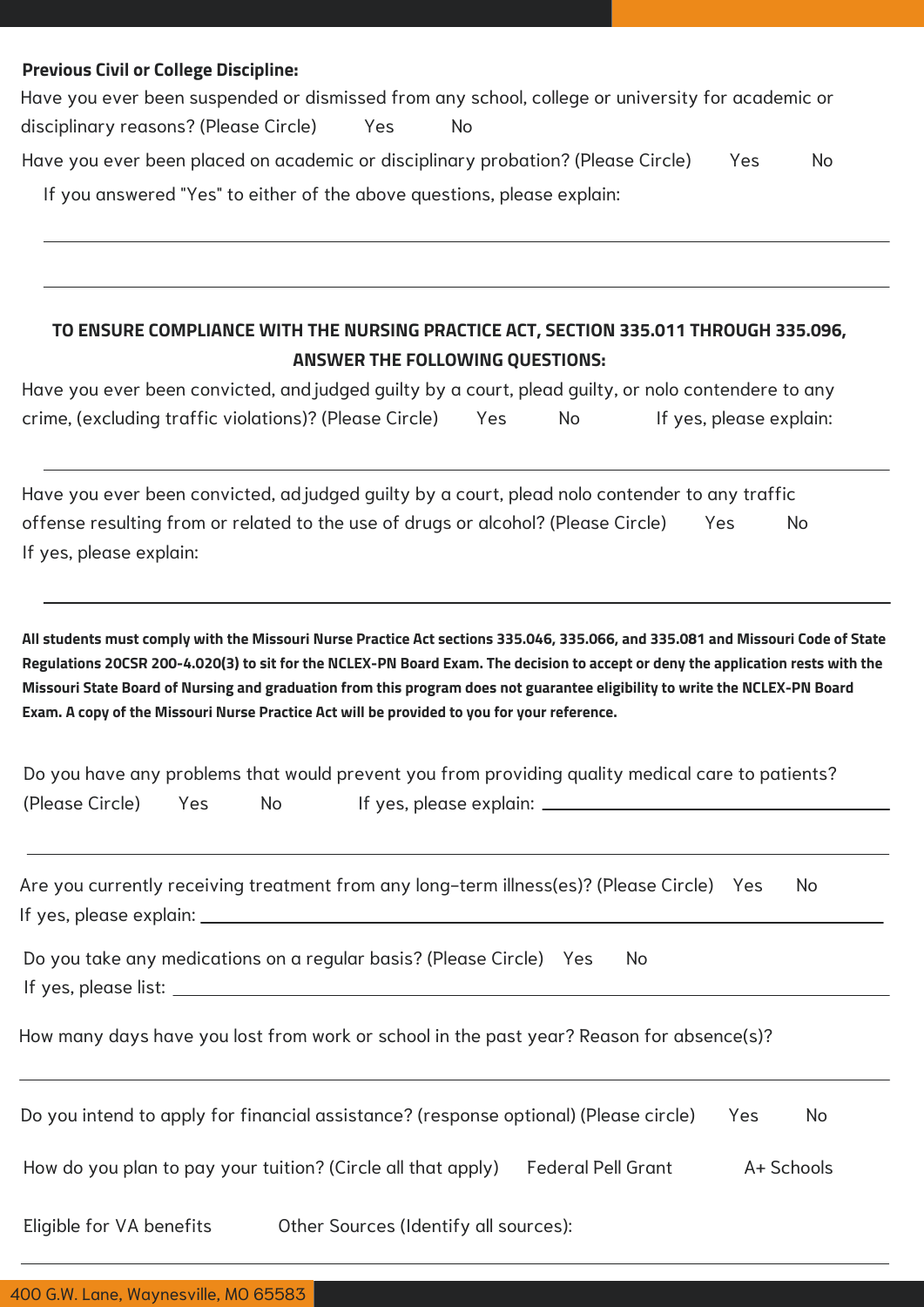**Previous Civil or College Discipline:**

Have you ever been suspended or dismissed from any school, college or university for academic or disciplinary reasons? (Please Circle) Yes No

Have you ever been placed on academic or disciplinary probation? (Please Circle) Yes No

If you answered "Yes" to either of the above questions, please explain:

______________________________________________________________________

______________________________________________________________________

**TO ENSURE COMPLIANCE WITH THE NURSING PRACTICE ACT, SECTION 335.011 THROUGH 335.096, ANSWER THE FOLLOWING QUESTIONS:**

Have you ever been convicted, and judged guilty by a court, plead guilty, or nolo contendere to any crime, (excluding traffic violations)? (Please Circle) Yes No If yes, please explain:

______________________________________________________________________

Have you ever been convicted, adjudged guilty by a court, plead nolo contender to any traffic offense resulting from or related to the use of drugs or alcohol? (Please Circle) Yes No

If yes, please explain:

______________________________________________________________________

**All students must comply with the Missouri Nurse Practice Act sections 335.046, 335.066, and 335.081 and Missouri Code of State Regulations 20CSR 200-4.020(3) to sit for the NCLEX-PN Board Exam. The decision to accept or deny the application rests with the Missouri State Board of Nursing and graduation from this program does not guarantee eligibility to write the NCLEX-PN Board Exam. A copy of the Missouri Nurse Practice Act will be provided to you for your reference.**

Do you have any problems that would prevent you from providing quality medical care to patients? (Please Circle) Yes No If yes, please explain: ____________________

______________________________________________________________________

Are you currently receiving treatment from any long-term illness(es)? (Please Circle) Yes No

If yes, please explain: ____________________

Do you take any medications on a regular basis? (Please Circle) Yes No

If yes, please list: ____________________

How many days have you lost from work or school in the past year? Reason for absence(s)?

______________________________________________________________________

Do you intend to apply for financial assistance? (response optional) (Please circle) Yes No

How do you plan to pay your tuition? (Circle all that apply) Federal Pell Grant A+ Schools

Eligible for VA benefits Other Sources (Identify all sources):

______________________________________________________________________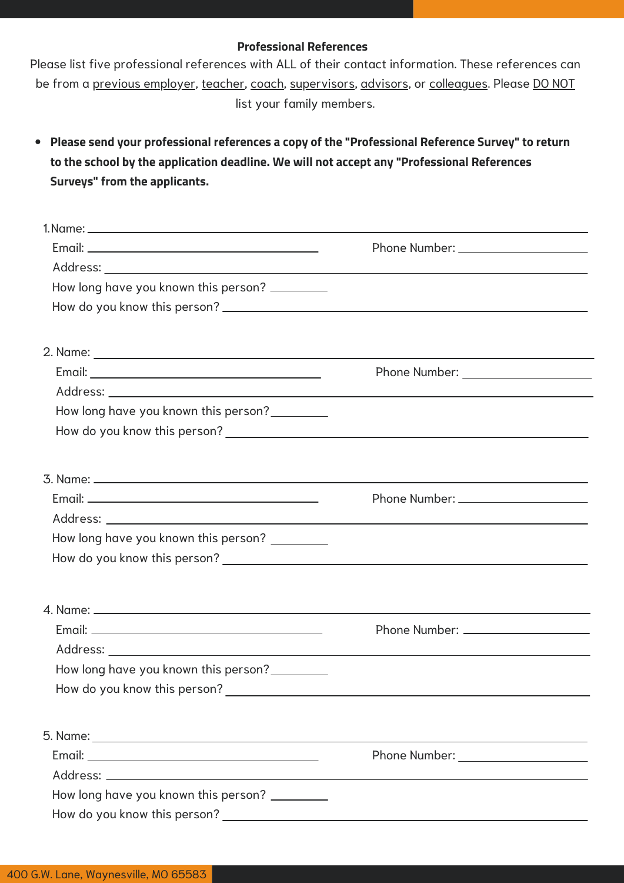**Professional References**

Please list five professional references with ALL of their contact information. These references can be from a previous employer, teacher, coach, supervisors, advisors, or colleagues. Please DO NOT list your family members.

- **Please send your professional references a copy of the "Professional Reference Survey" to return to the school by the application deadline. We will not accept any "Professional References Surveys" from the applicants.**

1. Name: ________________________________________________

   Email: ______________________ Phone Number: ______________

   Address: ______________________________________________

   How long have you known this person? __________

   How do you know this person? ____________________________

2. Name: ________________________________________________

   Email: ______________________ Phone Number: ______________

   Address: ______________________________________________

   How long have you known this person? __________

   How do you know this person? ____________________________

3. Name: ________________________________________________

   Email: ______________________ Phone Number: ______________

   Address: ______________________________________________

   How long have you known this person? __________

   How do you know this person? ____________________________

4. Name: ________________________________________________

   Email: ______________________ Phone Number: ______________

   Address: ______________________________________________

   How long have you known this person? __________

   How do you know this person? ____________________________

5. Name: ________________________________________________

   Email: ______________________ Phone Number: ______________

   Address: ______________________________________________

   How long have you known this person? __________

   How do you know this person? ____________________________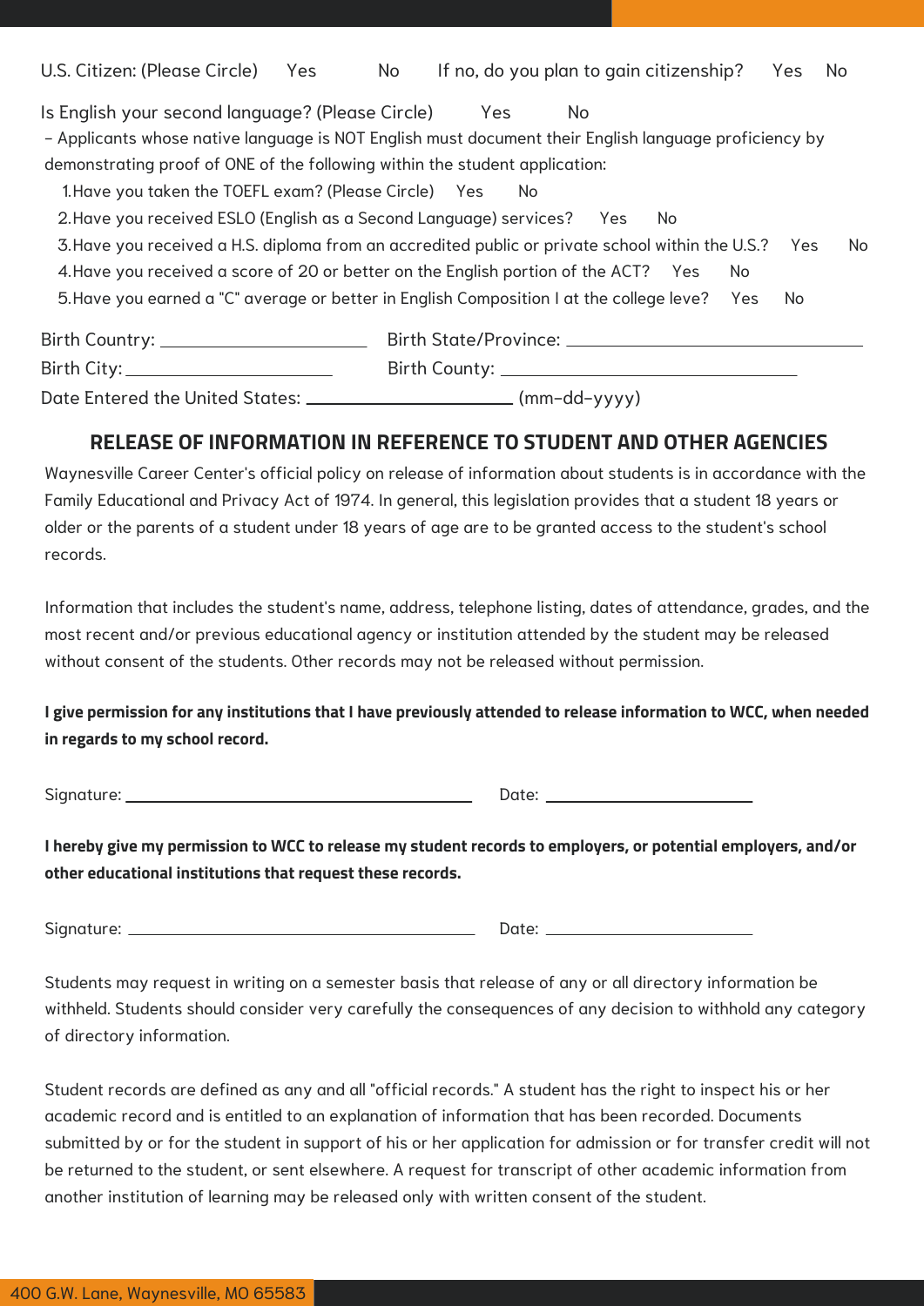U.S. Citizen: (Please Circle) Yes No If no, do you plan to gain citizenship? Yes No

Is English your second language? (Please Circle) Yes No

– Applicants whose native language is NOT English must document their English language proficiency by demonstrating proof of ONE of the following within the student application:

1. Have you taken the TOEFL exam? (Please Circle) Yes No
2. Have you received ESLO (English as a Second Language) services? Yes No
3. Have you received a H.S. diploma from an accredited public or private school within the U.S.? Yes No
4. Have you received a score of 20 or better on the English portion of the ACT? Yes No
5. Have you earned a "C" average or better in English Composition I at the college leve? Yes No

Birth Country: ____________________ Birth State/Province: ______________________________

Birth City: ____________________ Birth County: ______________________________

Date Entered the United States: ____________________ (mm-dd-yyyy)

## RELEASE OF INFORMATION IN REFERENCE TO STUDENT AND OTHER AGENCIES

Waynesville Career Center's official policy on release of information about students is in accordance with the Family Educational and Privacy Act of 1974. In general, this legislation provides that a student 18 years or older or the parents of a student under 18 years of age are to be granted access to the student's school records.

Information that includes the student's name, address, telephone listing, dates of attendance, grades, and the most recent and/or previous educational agency or institution attended by the student may be released without consent of the students. Other records may not be released without permission.

**I give permission for any institutions that I have previously attended to release information to WCC, when needed in regards to my school record.**

Signature: ______________________________ Date: ____________________

**I hereby give my permission to WCC to release my student records to employers, or potential employers, and/or other educational institutions that request these records.**

Signature: ______________________________ Date: ____________________

Students may request in writing on a semester basis that release of any or all directory information be withheld. Students should consider very carefully the consequences of any decision to withhold any category of directory information.

Student records are defined as any and all "official records." A student has the right to inspect his or her academic record and is entitled to an explanation of information that has been recorded. Documents submitted by or for the student in support of his or her application for admission or for transfer credit will not be returned to the student, or sent elsewhere. A request for transcript of other academic information from another institution of learning may be released only with written consent of the student.

400 G.W. Lane, Waynesville, MO 65583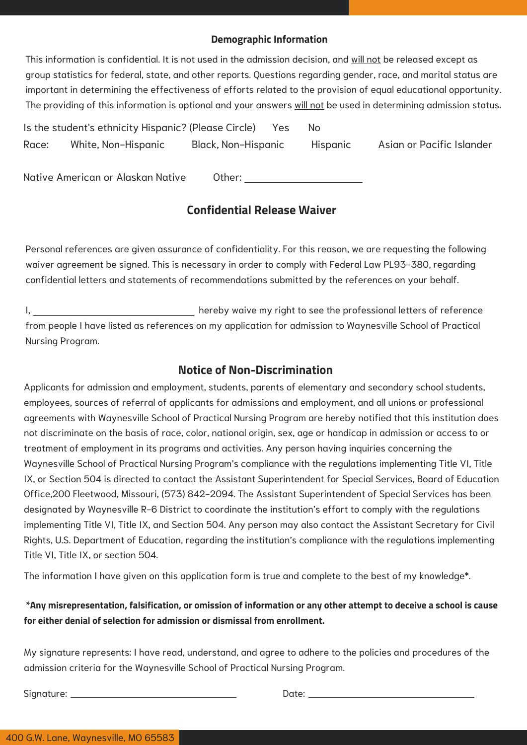## Demographic Information

This information is confidential. It is not used in the admission decision, and <u>will not</u> be released except as group statistics for federal, state, and other reports. Questions regarding gender, race, and marital status are important in determining the effectiveness of efforts related to the provision of equal educational opportunity. The providing of this information is optional and your answers <u>will not</u> be used in determining admission status.

Is the student's ethnicity Hispanic? (Please Circle)     Yes     No

Race:     White, Non-Hispanic     Black, Non-Hispanic     Hispanic     Asian or Pacific Islander

Native American or Alaskan Native     Other: ____________________

## Confidential Release Waiver

Personal references are given assurance of confidentiality. For this reason, we are requesting the following waiver agreement be signed. This is necessary in order to comply with Federal Law PL93-380, regarding confidential letters and statements of recommendations submitted by the references on your behalf.

I, ______________________________ hereby waive my right to see the professional letters of reference from people I have listed as references on my application for admission to Waynesville School of Practical Nursing Program.

## Notice of Non-Discrimination

Applicants for admission and employment, students, parents of elementary and secondary school students, employees, sources of referral of applicants for admissions and employment, and all unions or professional agreements with Waynesville School of Practical Nursing Program are hereby notified that this institution does not discriminate on the basis of race, color, national origin, sex, age or handicap in admission or access to or treatment of employment in its programs and activities. Any person having inquiries concerning the Waynesville School of Practical Nursing Program's compliance with the regulations implementing Title VI, Title IX, or Section 504 is directed to contact the Assistant Superintendent for Special Services, Board of Education Office,200 Fleetwood, Missouri, (573) 842-2094. The Assistant Superintendent of Special Services has been designated by Waynesville R-6 District to coordinate the institution's effort to comply with the regulations implementing Title VI, Title IX, and Section 504. Any person may also contact the Assistant Secretary for Civil Rights, U.S. Department of Education, regarding the institution's compliance with the regulations implementing Title VI, Title IX, or section 504.

The information I have given on this application form is true and complete to the best of my knowledge*.

***Any misrepresentation, falsification, or omission of information or any other attempt to deceive a school is cause for either denial of selection for admission or dismissal from enrollment.**

My signature represents: I have read, understand, and agree to adhere to the policies and procedures of the admission criteria for the Waynesville School of Practical Nursing Program.

Signature: ______________________________     Date: ______________________________

400 G.W. Lane, Waynesville, MO 65583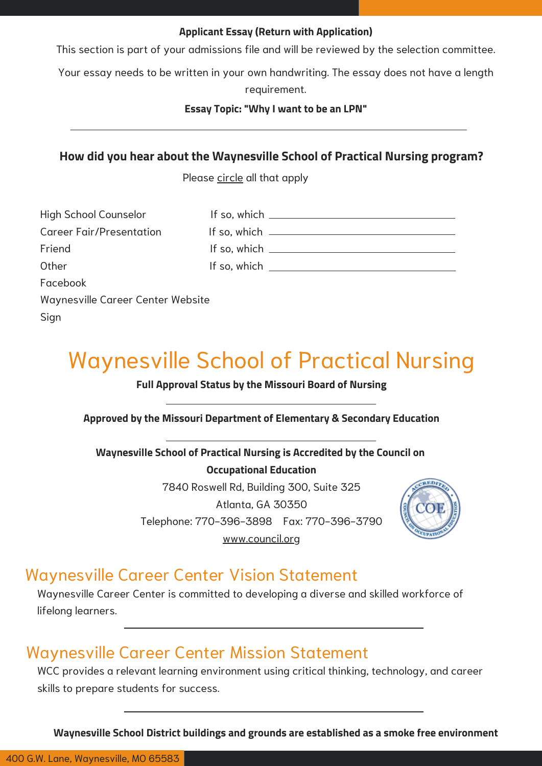**Applicant Essay (Return with Application)**

This section is part of your admissions file and will be reviewed by the selection committee.

Your essay needs to be written in your own handwriting. The essay does not have a length requirement.

**Essay Topic: "Why I want to be an LPN"**

---

### How did you hear about the Waynesville School of Practical Nursing program?

Please circle all that apply

| | |
|---|---|
| High School Counselor | If so, which ______________________ |
| Career Fair/Presentation | If so, which ______________________ |
| Friend | If so, which ______________________ |
| Other | If so, which ______________________ |
| Facebook | |
| Waynesville Career Center Website | |
| Sign | |

# Waynesville School of Practical Nursing

**Full Approval Status by the Missouri Board of Nursing**

---

**Approved by the Missouri Department of Elementary & Secondary Education**

---

**Waynesville School of Practical Nursing is Accredited by the Council on Occupational Education**

7840 Roswell Rd, Building 300, Suite 325
Atlanta, GA 30350
Telephone: 770-396-3898 Fax: 770-396-3790
www.council.org

## Waynesville Career Center Vision Statement

Waynesville Career Center is committed to developing a diverse and skilled workforce of lifelong learners.

---

## Waynesville Career Center Mission Statement

WCC provides a relevant learning environment using critical thinking, technology, and career skills to prepare students for success.

---

**Waynesville School District buildings and grounds are established as a smoke free environment**

400 G.W. Lane, Waynesville, MO 65583